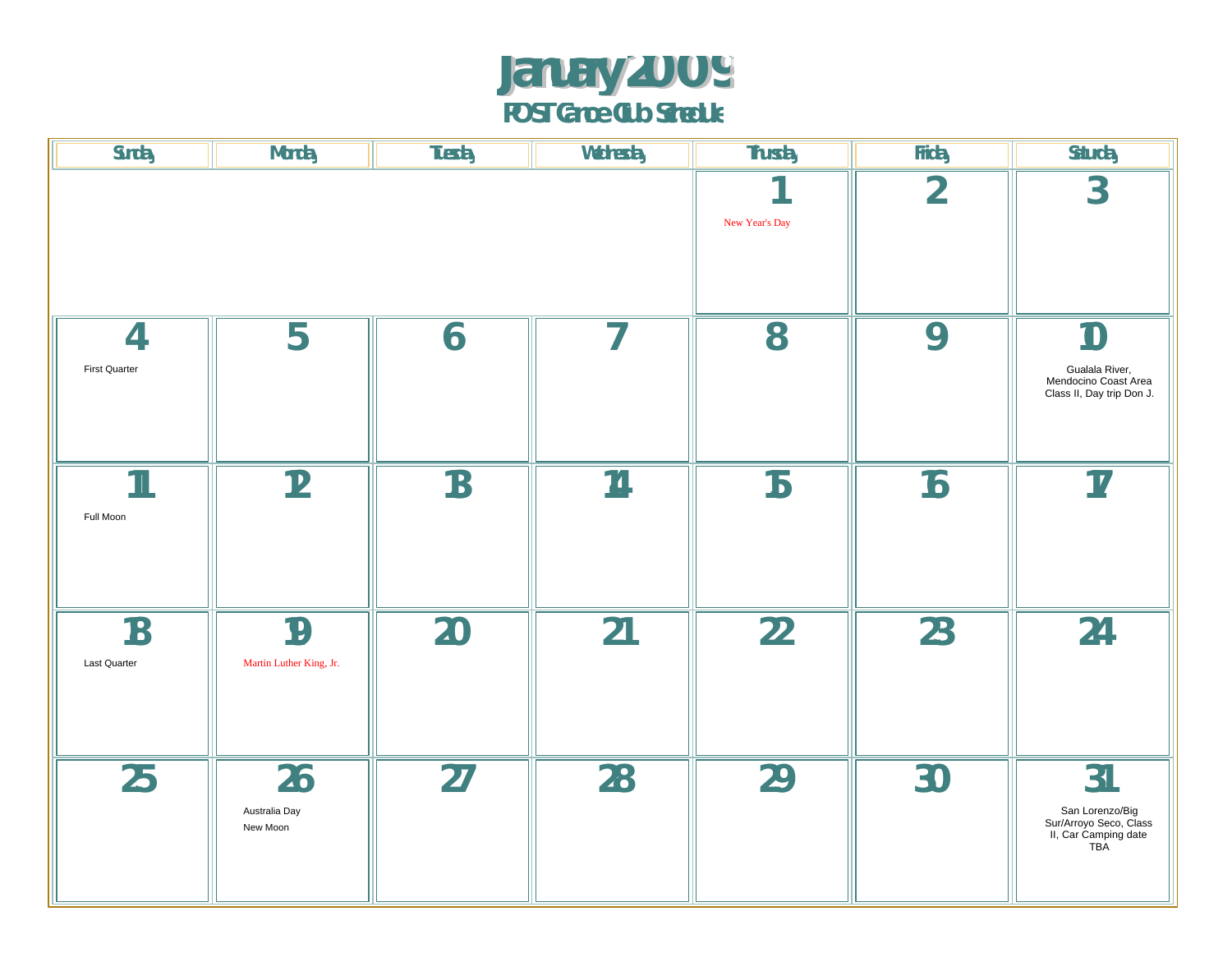# January 2009

## POST Canoe Club Schedule

| Sunday | Monday | Tuesday | Wednesday | Thursday | Friday | Saturday |
| --- | --- | --- | --- | --- | --- | --- |
| | | | | 1<br>New Year's Day | 2 | 3 |
| 4<br>First Quarter | 5 | 6 | 7 | 8 | 9 | 10<br>Gualala River, Mendocino Coast Area Class II, Day trip Don J. |
| 11<br>Full Moon | 12 | 13 | 14 | 15 | 16 | 17 |
| 18<br>Last Quarter | 19<br>Martin Luther King, Jr. | 20 | 21 | 22 | 23 | 24 |
| 25 | 26<br>Australia Day<br>New Moon | 27 | 28 | 29 | 30 | 31<br>San Lorenzo/Big Sur/Arroyo Seco, Class II, Car Camping date TBA |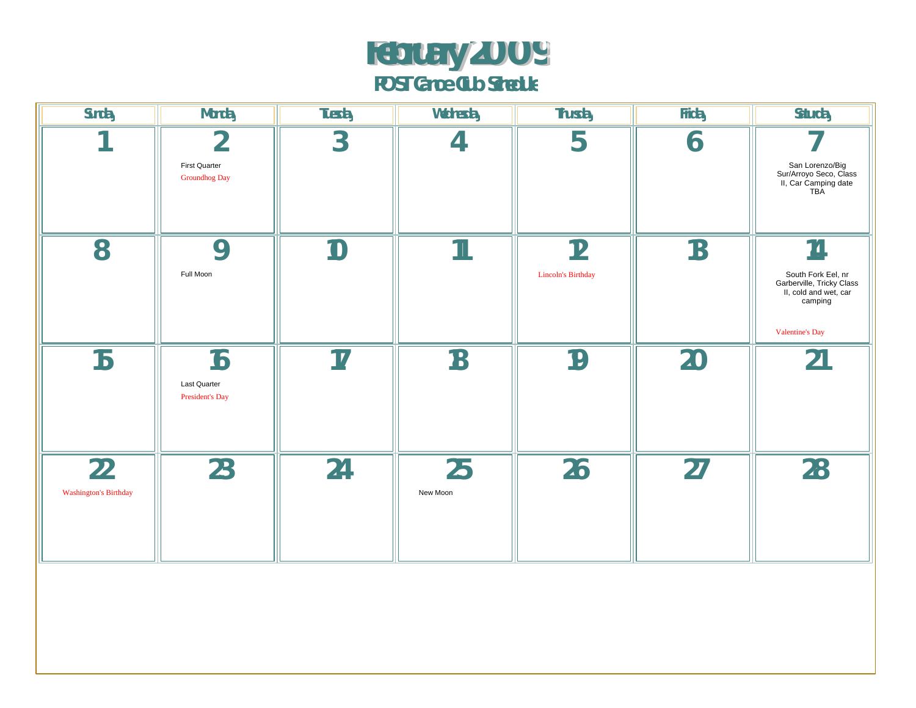# February 2009

## FOST Canoe Club Schedule

| Sunday | Monday | Tuesday | Wednesday | Thursday | Friday | Saturday |
|---|---|---|---|---|---|---|
| 1 | 2<br>First Quarter<br>Groundhog Day | 3 | 4 | 5 | 6 | 7<br>San Lorenzo/Big Sur/Arroyo Seco, Class II, Car Camping date TBA |
| 8 | 9<br>Full Moon | 10 | 11 | 12<br>Lincoln's Birthday | 13 | 14<br>South Fork Eel, nr Garberville, Tricky Class II, cold and wet, car camping<br>Valentine's Day |
| 15 | 16<br>Last Quarter<br>President's Day | 17 | 18 | 19 | 20 | 21 |
| 22<br>Washington's Birthday | 23 | 24 | 25<br>New Moon | 26 | 27 | 28 |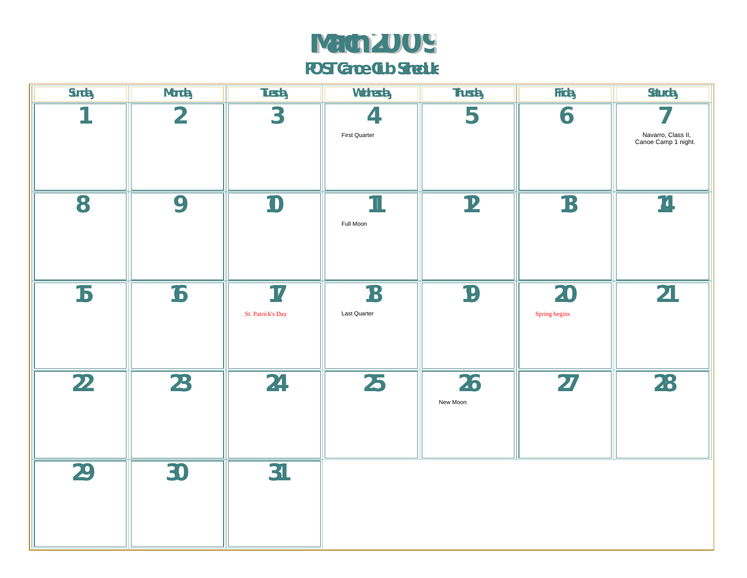# March 2009

## POST Canoe Club Schedule

| Sunday | Monday | Tuesday | Wednesday | Thursday | Friday | Saturday |
|---|---|---|---|---|---|---|
| 1 | 2 | 3 | 4<br>First Quarter | 5 | 6 | 7<br>Navarro, Class II, Canoe Camp 1 night. |
| 8 | 9 | 10 | 11<br>Full Moon | 12 | 13 | 14 |
| 15 | 16 | 17<br>St. Patrick's Day | 18<br>Last Quarter | 19 | 20<br>Spring begins | 21 |
| 22 | 23 | 24 | 25 | 26<br>New Moon | 27 | 28 |
| 29 | 30 | 31 | | | | |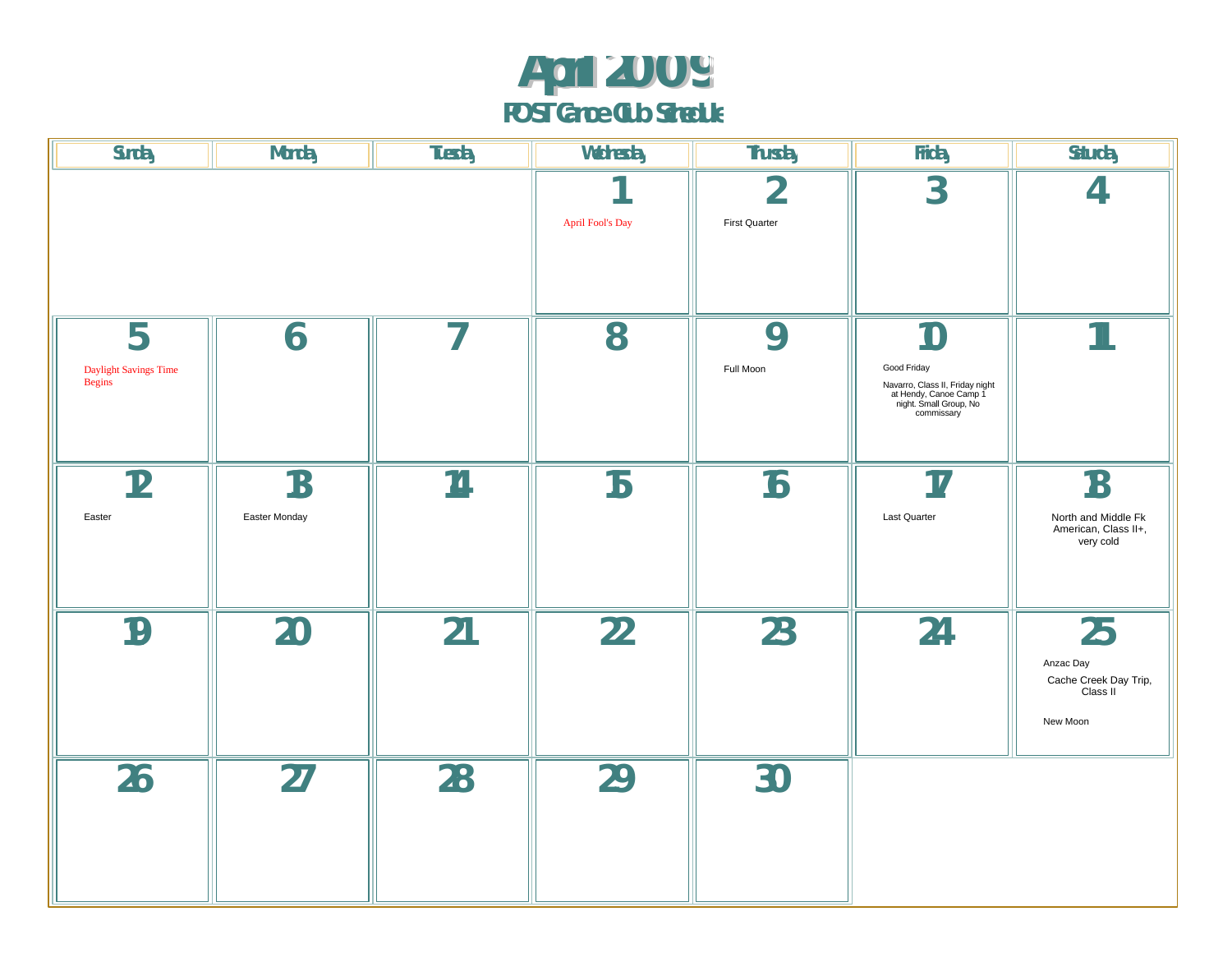# April 2009

## FOST Canoe Club Schedule

| Sunday | Monday | Tuesday | Wednesday | Thursday | Friday | Saturday |
|---|---|---|---|---|---|---|
| | | | 1<br>April Fool's Day | 2<br>First Quarter | 3 | 4 |
| 5<br>Daylight Savings Time Begins | 6 | 7 | 8 | 9<br>Full Moon | 10<br>Good Friday<br>Navarro, Class II, Friday night at Hendy, Canoe Camp 1 night. Small Group, No commissary | 11 |
| 12<br>Easter | 13<br>Easter Monday | 14 | 15 | 16 | 17<br>Last Quarter | 18<br>North and Middle Fk American, Class II+, very cold |
| 19 | 20 | 21 | 22 | 23 | 24 | 25<br>Anzac Day<br>Cache Creek Day Trip, Class II<br>New Moon |
| 26 | 27 | 28 | 29 | 30 | | |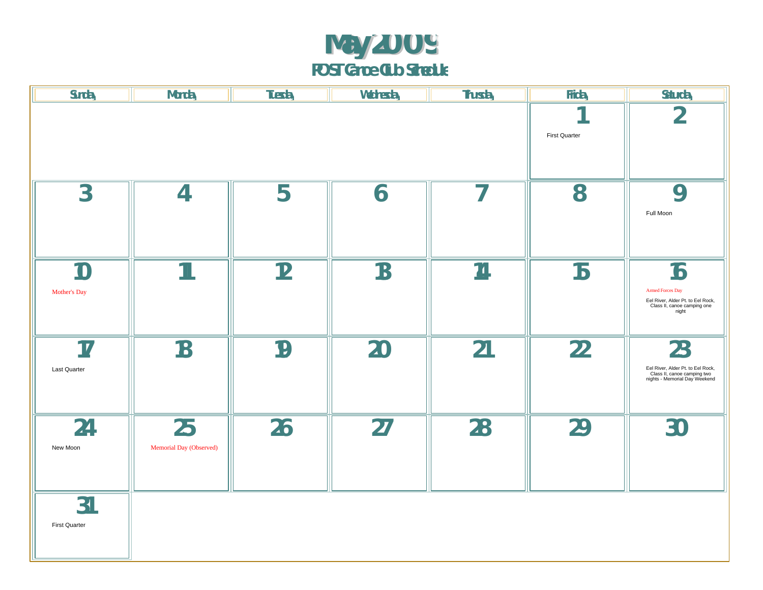# May 2009

## POST Canoe Club Schedule

| Sunday | Monday | Tuesday | Wednesday | Thursday | Friday | Saturday |
|---|---|---|---|---|---|---|
| | | | | | 1 First Quarter | 2 |
| 3 | 4 | 5 | 6 | 7 | 8 | 9 Full Moon |
| 10 Mother's Day | 11 | 12 | 13 | 14 | 15 | 16 Armed Forces Day<br>Eel River, Alder Pt. to Eel Rock, Class II, canoe camping one night |
| 17 Last Quarter | 18 | 19 | 20 | 21 | 22 | 23 Eel River, Alder Pt. to Eel Rock, Class II, canoe camping two nights - Memorial Day Weekend |
| 24 New Moon | 25 Memorial Day (Observed) | 26 | 27 | 28 | 29 | 30 |
| 31 First Quarter | | | | | | |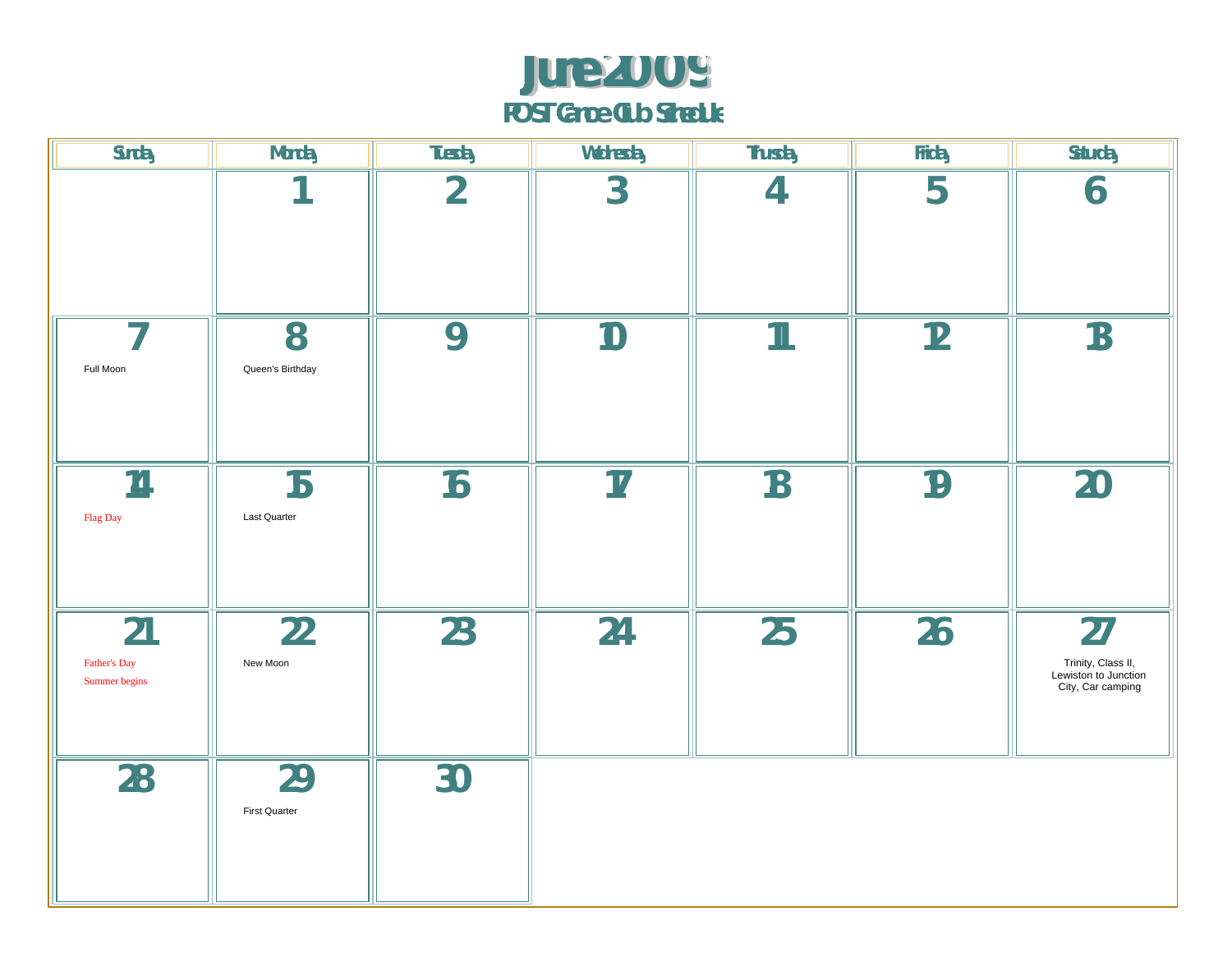# June 2009

## POST Canoe Club Schedule

| Sunday | Monday | Tuesday | Wednesday | Thursday | Friday | Saturday |
|---|---|---|---|---|---|---|
| | 1 | 2 | 3 | 4 | 5 | 6 |
| 7<br>Full Moon | 8<br>Queen's Birthday | 9 | 10 | 11 | 12 | 13 |
| 14<br>Flag Day | 15<br>Last Quarter | 16 | 17 | 18 | 19 | 20 |
| 21<br>Father's Day<br>Summer begins | 22<br>New Moon | 23 | 24 | 25 | 26 | 27<br>Trinity, Class II, Lewiston to Junction City, Car camping |
| 28 | 29<br>First Quarter | 30 | | | | |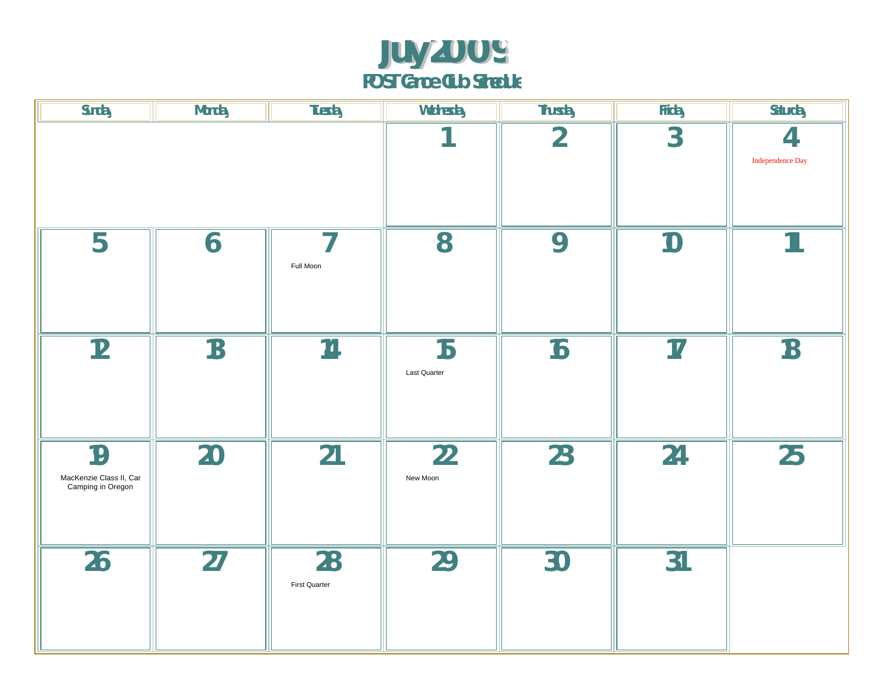# July 2009

## POST Canoe Club Schedule

| Sunday | Monday | Tuesday | Wednesday | Thursday | Friday | Saturday |
|---|---|---|---|---|---|---|
| | | | 1 | 2 | 3 | 4<br>Independence Day |
| 5 | 6 | 7<br>Full Moon | 8 | 9 | 10 | 11 |
| 12 | 13 | 14 | 15<br>Last Quarter | 16 | 17 | 18 |
| 19<br>MacKenzie Class II, Car Camping in Oregon | 20 | 21 | 22<br>New Moon | 23 | 24 | 25 |
| 26 | 27 | 28<br>First Quarter | 29 | 30 | 31 | |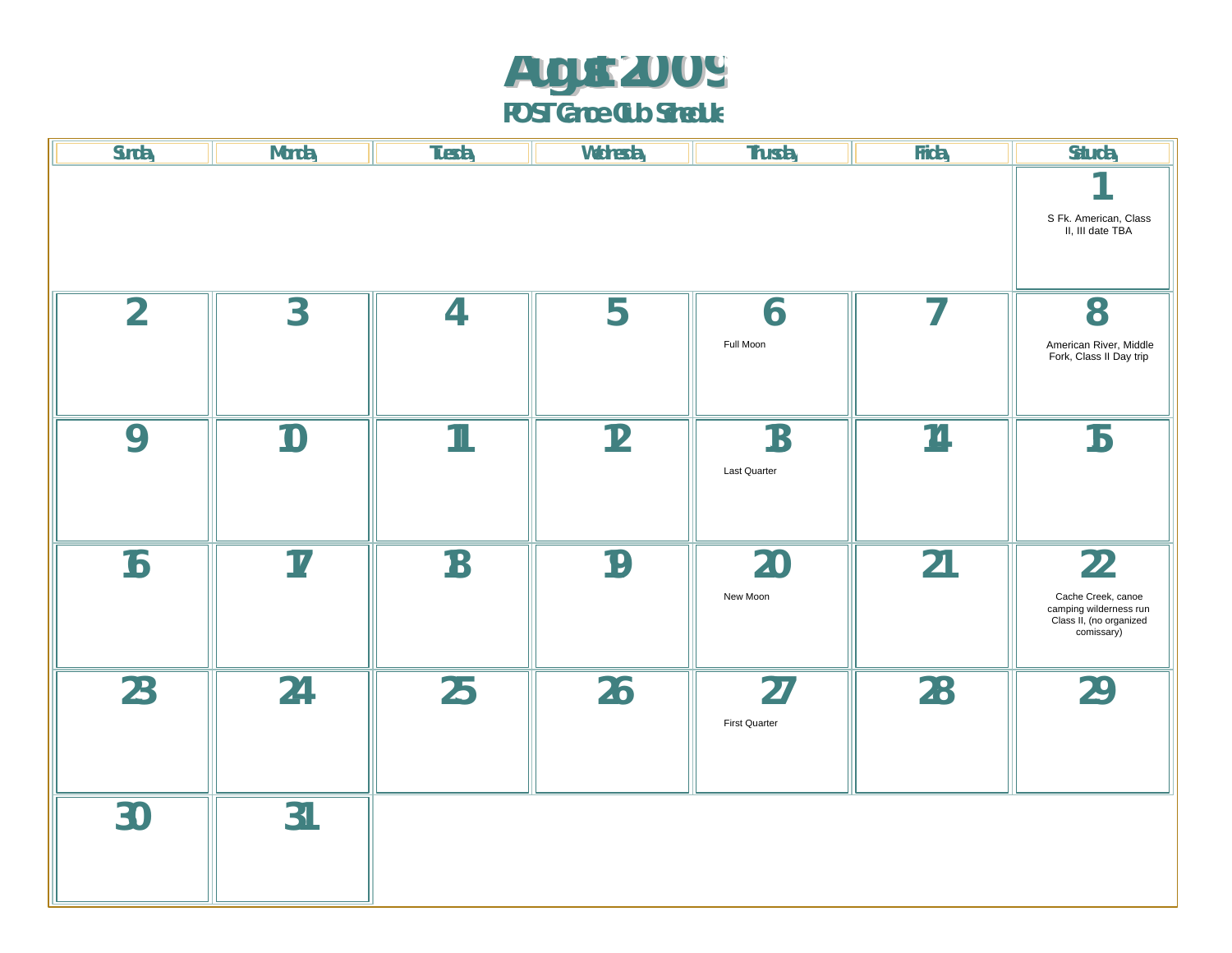# August 2009

## FOST Canoe Club Schedule

| Sunday | Monday | Tuesday | Wednesday | Thursday | Friday | Saturday |
|---|---|---|---|---|---|---|
| | | | | | | 1 S Fk. American, Class II, III date TBA |
| 2 | 3 | 4 | 5 | 6 Full Moon | 7 | 8 American River, Middle Fork, Class II Day trip |
| 9 | 10 | 11 | 12 | 13 Last Quarter | 14 | 15 |
| 16 | 17 | 18 | 19 | 20 New Moon | 21 | 22 Cache Creek, canoe camping wilderness run Class II, (no organized comissary) |
| 23 | 24 | 25 | 26 | 27 First Quarter | 28 | 29 |
| 30 | 31 | | | | | |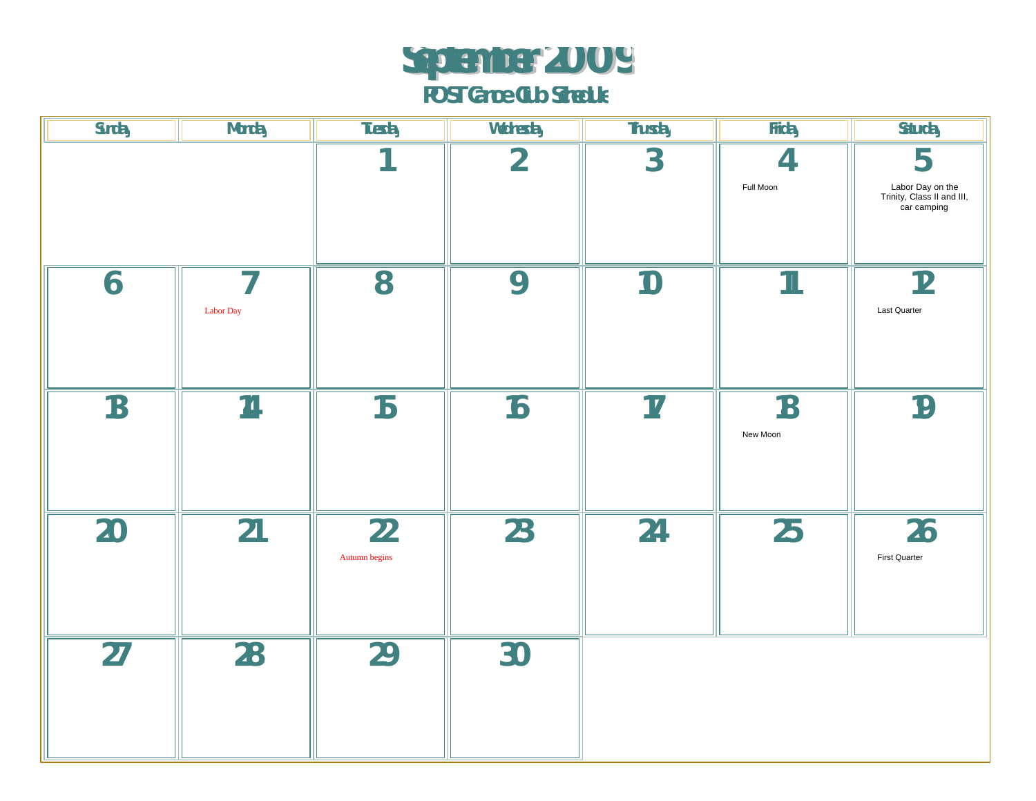# September 2009

## FOST Canoe Club Schedule

| Sunday | Monday | Tuesday | Wednesday | Thursday | Friday | Saturday |
|---|---|---|---|---|---|---|
| | | 1 | 2 | 3 | 4<br>Full Moon | 5<br>Labor Day on the Trinity, Class II and III, car camping |
| 6 | 7<br>Labor Day | 8 | 9 | 10 | 11 | 12<br>Last Quarter |
| 13 | 14 | 15 | 16 | 17 | 18<br>New Moon | 19 |
| 20 | 21 | 22<br>Autumn begins | 23 | 24 | 25 | 26<br>First Quarter |
| 27 | 28 | 29 | 30 | | | |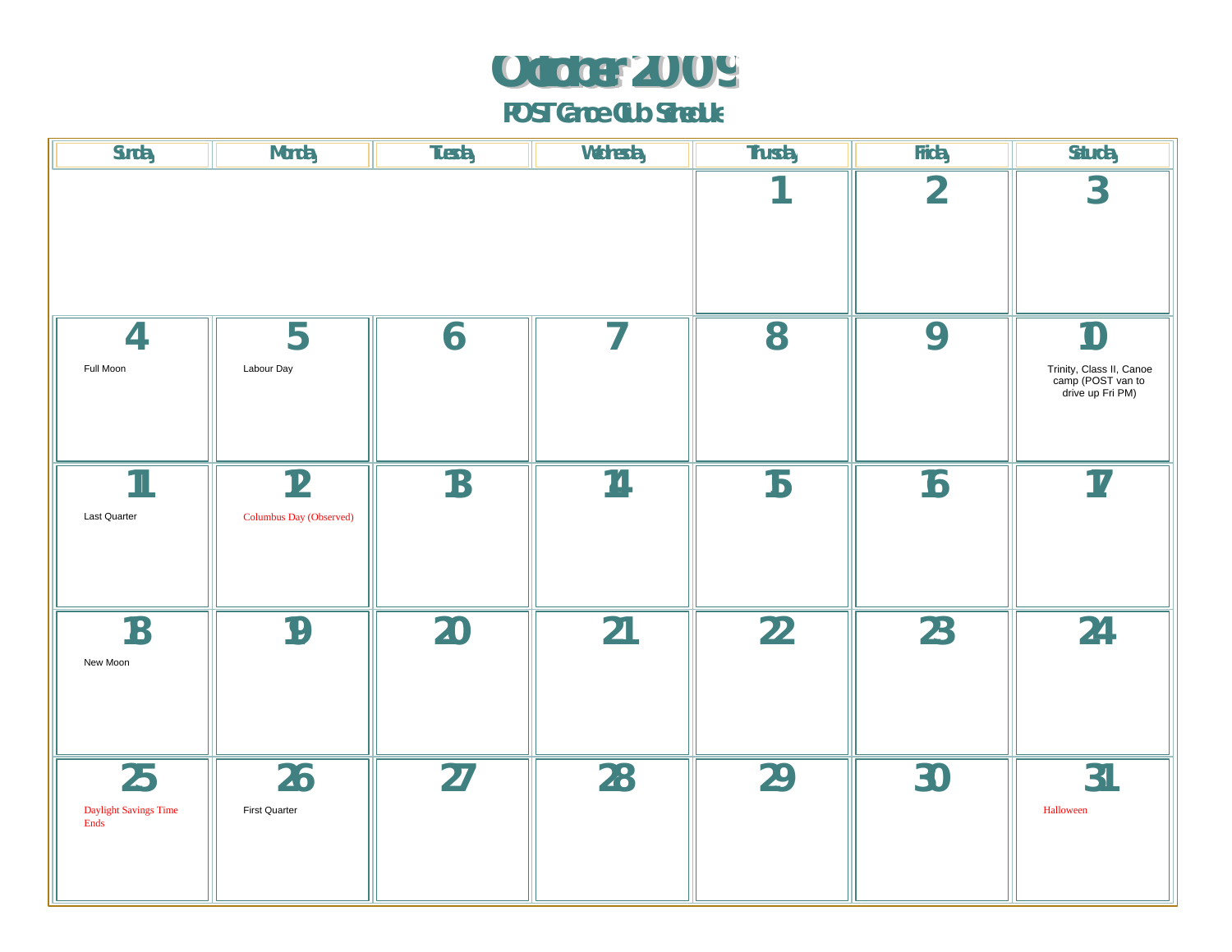# October 2009

## POST Canoe Club Schedule

| Sunday | Monday | Tuesday | Wednesday | Thursday | Friday | Saturday |
|---|---|---|---|---|---|---|
| | | | | 1 | 2 | 3 |
| 4<br>Full Moon | 5<br>Labour Day | 6 | 7 | 8 | 9 | 10<br>Trinity, Class II, Canoe camp (POST van to drive up Fri PM) |
| 11<br>Last Quarter | 12<br>Columbus Day (Observed) | 13 | 14 | 15 | 16 | 17 |
| 18<br>New Moon | 19 | 20 | 21 | 22 | 23 | 24 |
| 25<br>Daylight Savings Time Ends | 26<br>First Quarter | 27 | 28 | 29 | 30 | 31<br>Halloween |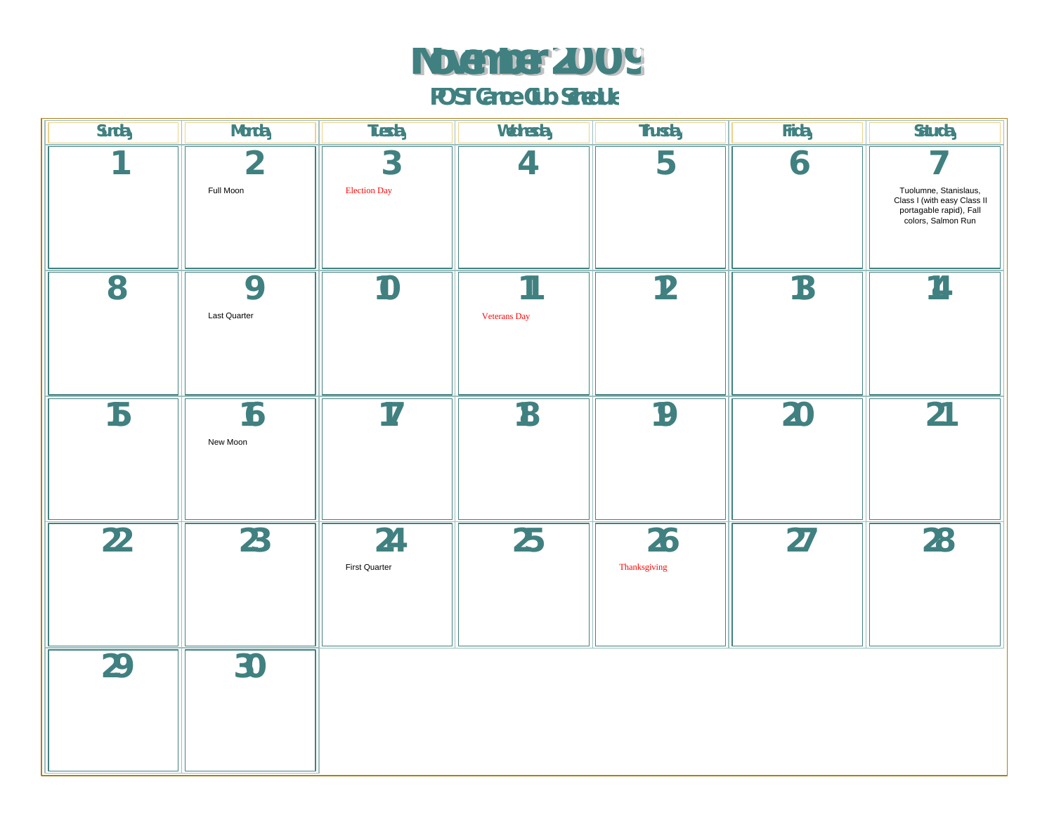# November 2009

## FOST Canoe Club Schedule

| Sunday | Monday | Tuesday | Wednesday | Thursday | Friday | Saturday |
| --- | --- | --- | --- | --- | --- | --- |
| 1 | 2<br>Full Moon | 3<br>Election Day | 4 | 5 | 6 | 7<br>Tuolumne, Stanislaus, Class I (with easy Class II portagable rapid), Fall colors, Salmon Run |
| 8 | 9<br>Last Quarter | 10 | 11<br>Veterans Day | 12 | 13 | 14 |
| 15 | 16<br>New Moon | 17 | 18 | 19 | 20 | 21 |
| 22 | 23 | 24<br>First Quarter | 25 | 26<br>Thanksgiving | 27 | 28 |
| 29 | 30 | | | | | |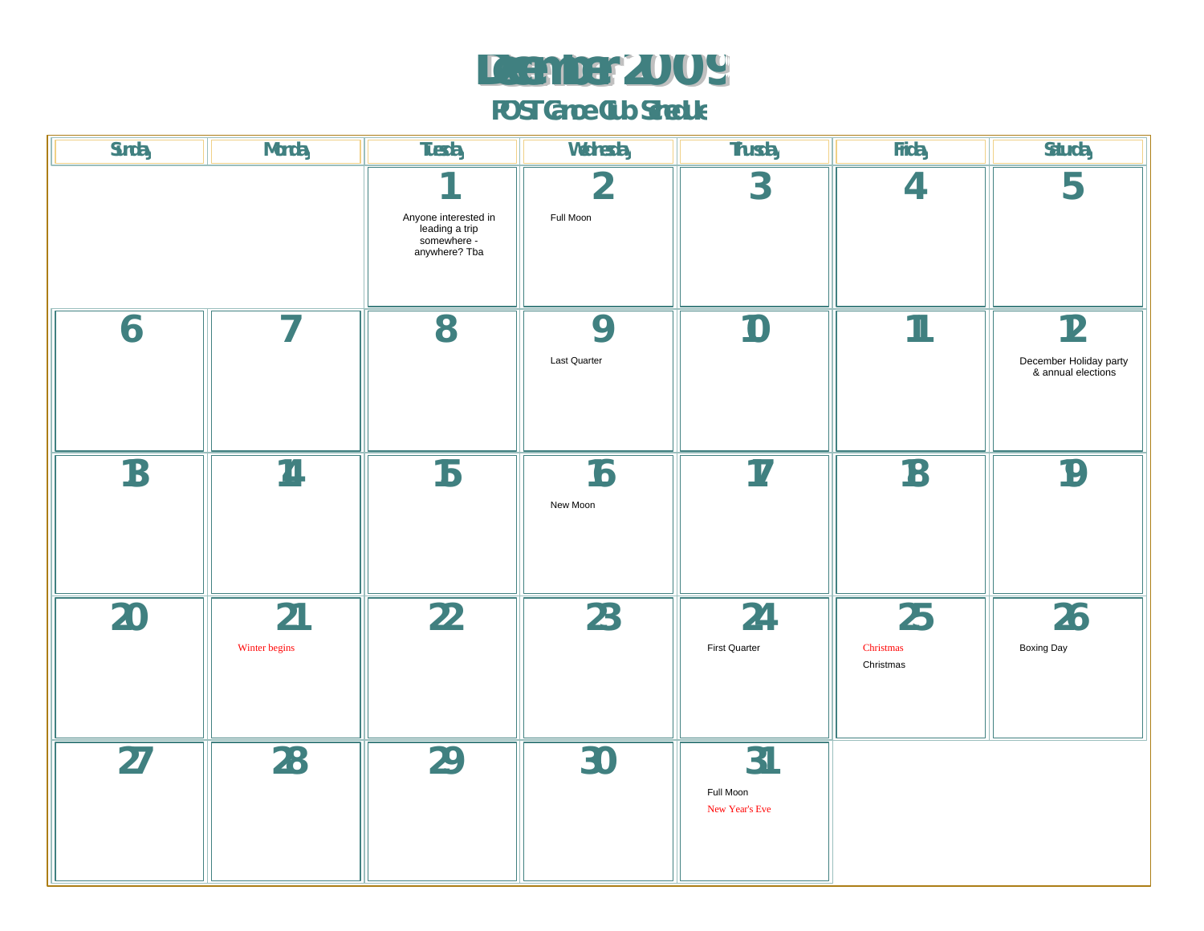# December 2009

## FOST Canoe Club Schedule

| Sunday | Monday | Tuesday | Wednesday | Thursday | Friday | Saturday |
|---|---|---|---|---|---|---|
| | | 1<br>Anyone interested in leading a trip somewhere - anywhere? Tba | 2<br>Full Moon | 3 | 4 | 5 |
| 6 | 7 | 8 | 9<br>Last Quarter | 10 | 11 | 12<br>December Holiday party & annual elections |
| 13 | 14 | 15 | 16<br>New Moon | 17 | 18 | 19 |
| 20 | 21<br>Winter begins | 22 | 23 | 24<br>First Quarter | 25<br>Christmas<br>Christmas | 26<br>Boxing Day |
| 27 | 28 | 29 | 30 | 31<br>Full Moon<br>New Year's Eve | | |